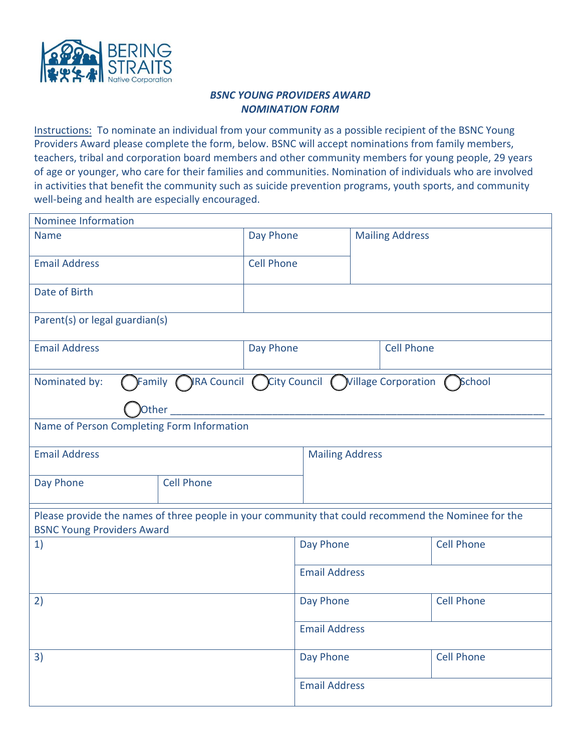BERING STRAITS Native Corporation

### *BSNC YOUNG PROVIDERS AWARD*
### *NOMINATION FORM*

Instructions: To nominate an individual from your community as a possible recipient of the BSNC Young Providers Award please complete the form, below. BSNC will accept nominations from family members, teachers, tribal and corporation board members and other community members for young people, 29 years of age or younger, who care for their families and communities. Nomination of individuals who are involved in activities that benefit the community such as suicide prevention programs, youth sports, and community well-being and health are especially encouraged.

| Nominee Information | | |
|---|---|---|
| Name | Day Phone | Mailing Address |
| Email Address | Cell Phone | |
| Date of Birth | | |
| Parent(s) or legal guardian(s) | | |
| Email Address | Day Phone | Cell Phone |

Nominated by: ◯ Family ◯ IRA Council ◯ City Council ◯ Village Corporation ◯ School

◯ Other ________________________________________________

| Name of Person Completing Form Information | | |
|---|---|---|
| Email Address | | Mailing Address |
| Day Phone | Cell Phone | |

| Please provide the names of three people in your community that could recommend the Nominee for the BSNC Young Providers Award | | |
|---|---|---|
| 1) | Day Phone | Cell Phone |
| | Email Address | |
| 2) | Day Phone | Cell Phone |
| | Email Address | |
| 3) | Day Phone | Cell Phone |
| | Email Address | |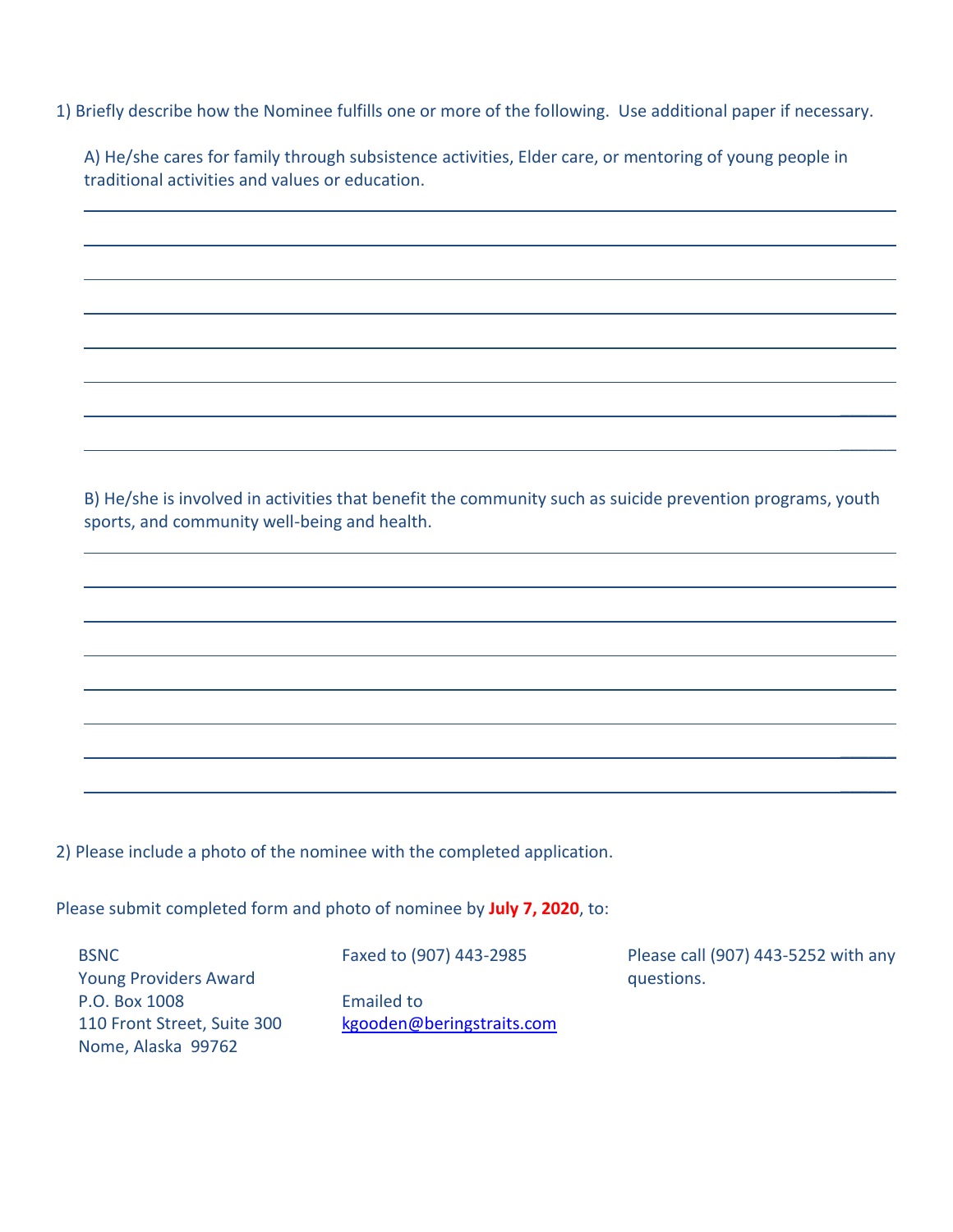1) Briefly describe how the Nominee fulfills one or more of the following. Use additional paper if necessary.

A) He/she cares for family through subsistence activities, Elder care, or mentoring of young people in traditional activities and values or education.

B) He/she is involved in activities that benefit the community such as suicide prevention programs, youth sports, and community well-being and health.

2) Please include a photo of the nominee with the completed application.

Please submit completed form and photo of nominee by **July 7, 2020**, to:

BSNC
Young Providers Award
P.O. Box 1008
110 Front Street, Suite 300
Nome, Alaska 99762

Faxed to (907) 443-2985

Emailed to
kgooden@beringstraits.com

Please call (907) 443-5252 with any questions.